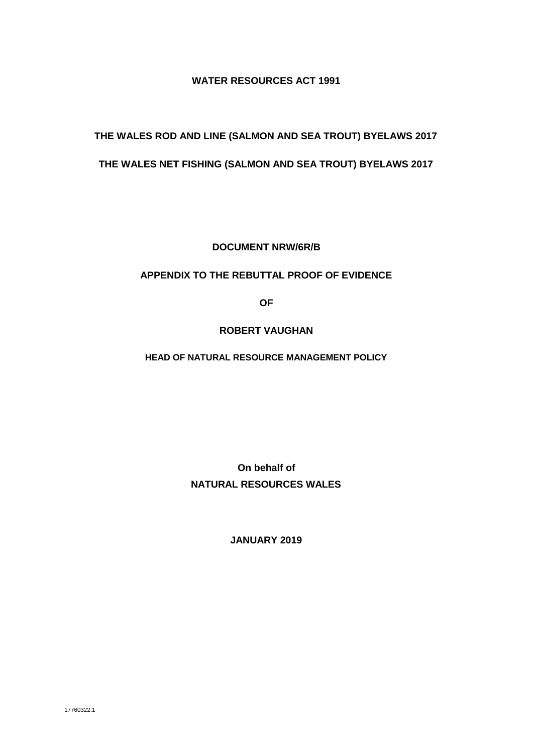**WATER RESOURCES ACT 1991**

**THE WALES ROD AND LINE (SALMON AND SEA TROUT) BYELAWS 2017**

**THE WALES NET FISHING (SALMON AND SEA TROUT) BYELAWS 2017**

**DOCUMENT NRW/6R/B**

**APPENDIX TO THE REBUTTAL PROOF OF EVIDENCE**

**OF**

**ROBERT VAUGHAN**

**HEAD OF NATURAL RESOURCE MANAGEMENT POLICY**

**On behalf of**
**NATURAL RESOURCES WALES**

**JANUARY 2019**

17760322.1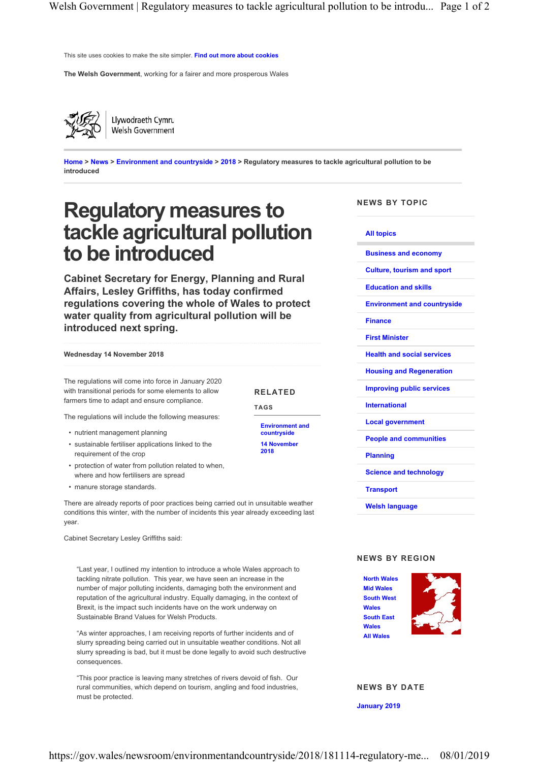This site uses cookies to make the site simpler. Find out more about cookies

**The Welsh Government**, working for a fairer and more prosperous Wales

Llywodraeth Cymru
Welsh Government

Home > News > Environment and countryside > 2018 > Regulatory measures to tackle agricultural pollution to be introduced

# Regulatory measures to tackle agricultural pollution to be introduced

## Cabinet Secretary for Energy, Planning and Rural Affairs, Lesley Griffiths, has today confirmed regulations covering the whole of Wales to protect water quality from agricultural pollution will be introduced next spring.

**Wednesday 14 November 2018**

The regulations will come into force in January 2020 with transitional periods for some elements to allow farmers time to adapt and ensure compliance.

The regulations will include the following measures:

- nutrient management planning
- sustainable fertiliser applications linked to the requirement of the crop
- protection of water from pollution related to when, where and how fertilisers are spread
- manure storage standards.

There are already reports of poor practices being carried out in unsuitable weather conditions this winter, with the number of incidents this year already exceeding last year.

Cabinet Secretary Lesley Griffiths said:

> "Last year, I outlined my intention to introduce a whole Wales approach to tackling nitrate pollution. This year, we have seen an increase in the number of major polluting incidents, damaging both the environment and reputation of the agricultural industry. Equally damaging, in the context of Brexit, is the impact such incidents have on the work underway on Sustainable Brand Values for Welsh Products.
>
> "As winter approaches, I am receiving reports of further incidents and of slurry spreading being carried out in unsuitable weather conditions. Not all slurry spreading is bad, but it must be done legally to avoid such destructive consequences.
>
> "This poor practice is leaving many stretches of rivers devoid of fish. Our rural communities, which depend on tourism, angling and food industries, must be protected.

### RELATED

#### TAGS

- Environment and countryside
- 14 November 2018

### NEWS BY TOPIC

- All topics
- Business and economy
- Culture, tourism and sport
- Education and skills
- Environment and countryside
- Finance
- First Minister
- Health and social services
- Housing and Regeneration
- Improving public services
- International
- Local government
- People and communities
- Planning
- Science and technology
- Transport
- Welsh language

### NEWS BY REGION

- North Wales
- Mid Wales
- South West Wales
- South East Wales
- All Wales

### NEWS BY DATE

January 2019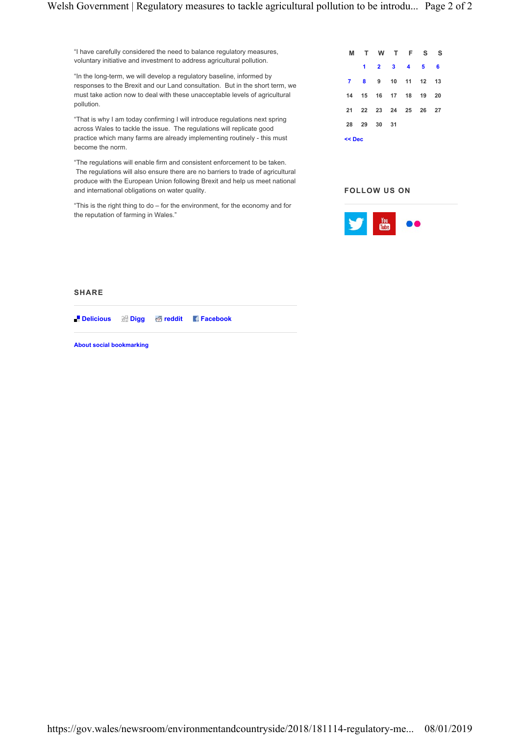"I have carefully considered the need to balance regulatory measures, voluntary initiative and investment to address agricultural pollution.

"In the long-term, we will develop a regulatory baseline, informed by responses to the Brexit and our Land consultation. But in the short term, we must take action now to deal with these unacceptable levels of agricultural pollution.

"That is why I am today confirming I will introduce regulations next spring across Wales to tackle the issue. The regulations will replicate good practice which many farms are already implementing routinely - this must become the norm.

"The regulations will enable firm and consistent enforcement to be taken. The regulations will also ensure there are no barriers to trade of agricultural produce with the European Union following Brexit and help us meet national and international obligations on water quality.

"This is the right thing to do – for the environment, for the economy and for the reputation of farming in Wales."

| M | T | W | T | F | S | S |
|---|---|---|---|---|---|---|
| | 1 | 2 | 3 | 4 | 5 | 6 |
| 7 | 8 | 9 | 10 | 11 | 12 | 13 |
| 14 | 15 | 16 | 17 | 18 | 19 | 20 |
| 21 | 22 | 23 | 24 | 25 | 26 | 27 |
| 28 | 29 | 30 | 31 | | | |

<< Dec

## FOLLOW US ON

## SHARE

Delicious Digg reddit Facebook

About social bookmarking